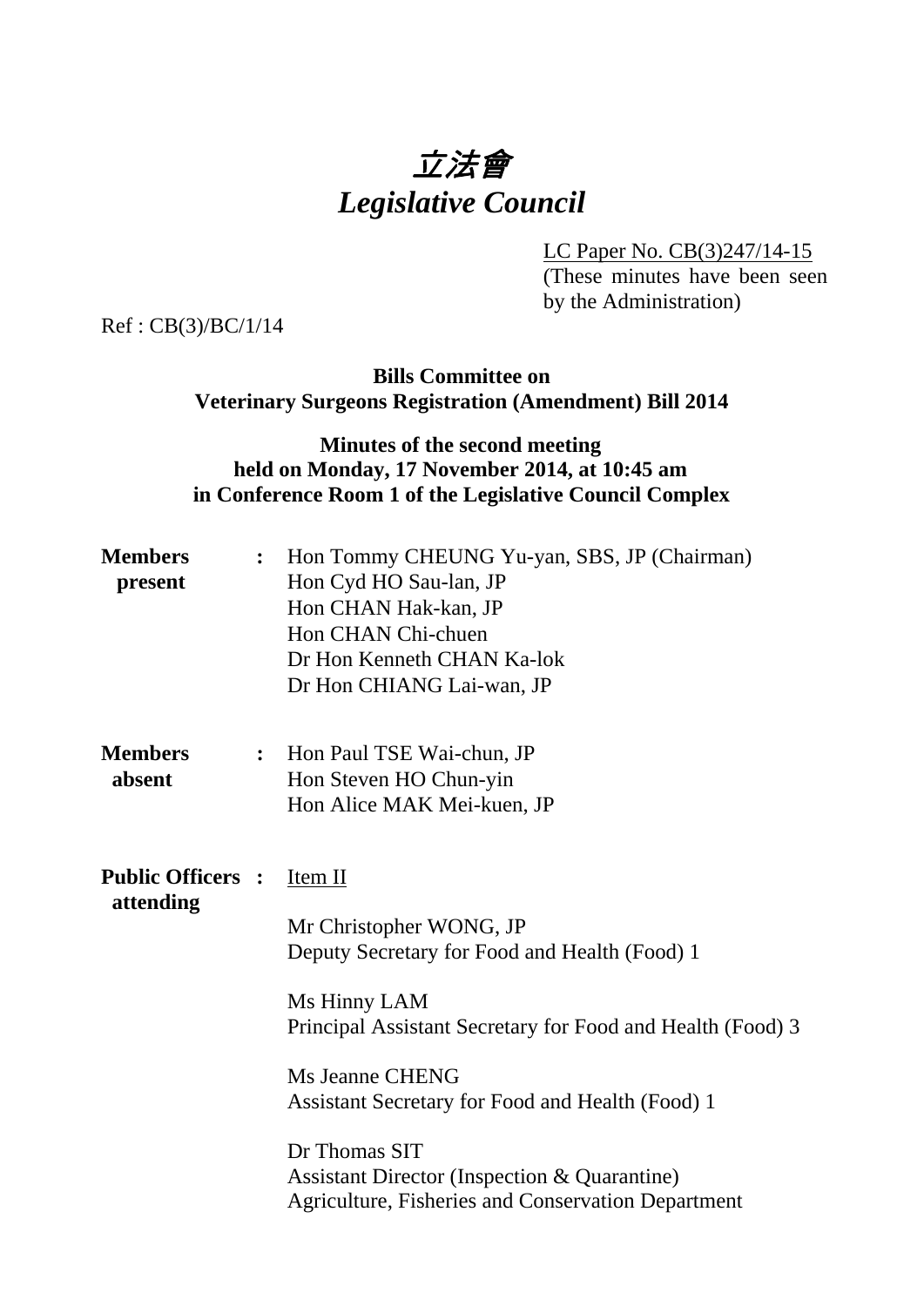# *立法會*
# *Legislative Council*

LC Paper No. CB(3)247/14-15
(These minutes have been seen by the Administration)

Ref : CB(3)/BC/1/14

**Bills Committee on**
**Veterinary Surgeons Registration (Amendment) Bill 2014**

**Minutes of the second meeting**
**held on Monday, 17 November 2014, at 10:45 am**
**in Conference Room 1 of the Legislative Council Complex**

**Members present** : Hon Tommy CHEUNG Yu-yan, SBS, JP (Chairman)
Hon Cyd HO Sau-lan, JP
Hon CHAN Hak-kan, JP
Hon CHAN Chi-chuen
Dr Hon Kenneth CHAN Ka-lok
Dr Hon CHIANG Lai-wan, JP

**Members absent** : Hon Paul TSE Wai-chun, JP
Hon Steven HO Chun-yin
Hon Alice MAK Mei-kuen, JP

**Public Officers attending** : Item II

Mr Christopher WONG, JP
Deputy Secretary for Food and Health (Food) 1

Ms Hinny LAM
Principal Assistant Secretary for Food and Health (Food) 3

Ms Jeanne CHENG
Assistant Secretary for Food and Health (Food) 1

Dr Thomas SIT
Assistant Director (Inspection & Quarantine)
Agriculture, Fisheries and Conservation Department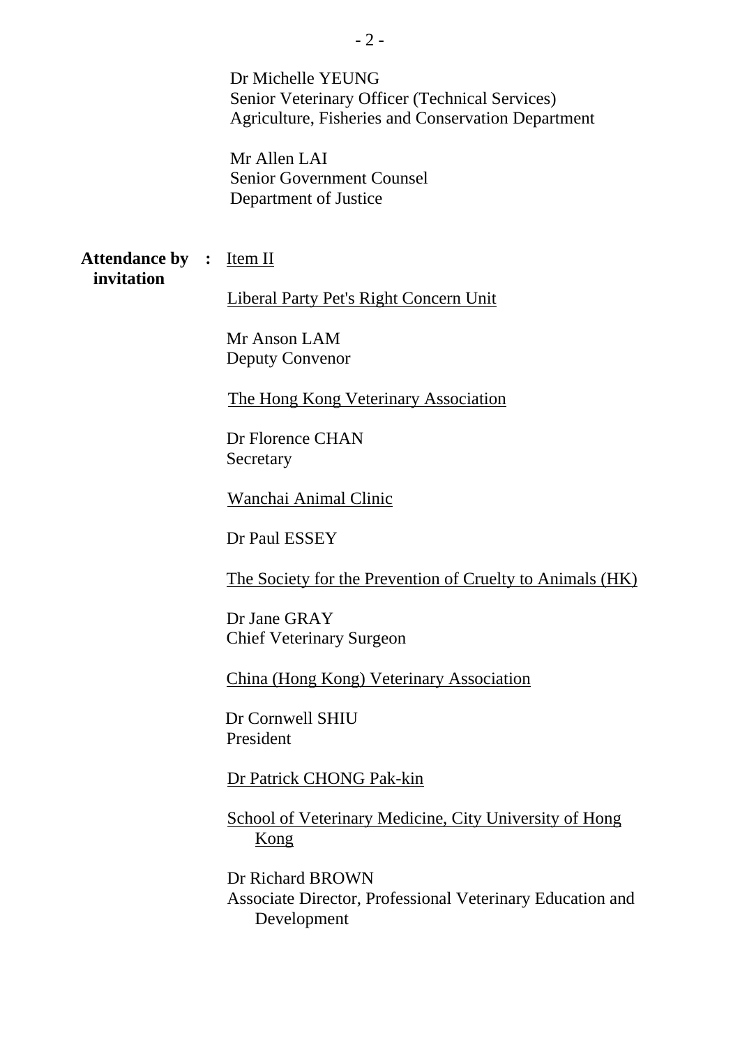Dr Michelle YEUNG
Senior Veterinary Officer (Technical Services)
Agriculture, Fisheries and Conservation Department

Mr Allen LAI
Senior Government Counsel
Department of Justice

**Attendance by invitation** : Item II

Liberal Party Pet's Right Concern Unit

Mr Anson LAM
Deputy Convenor

The Hong Kong Veterinary Association

Dr Florence CHAN
Secretary

Wanchai Animal Clinic

Dr Paul ESSEY

The Society for the Prevention of Cruelty to Animals (HK)

Dr Jane GRAY
Chief Veterinary Surgeon

China (Hong Kong) Veterinary Association

Dr Cornwell SHIU
President

Dr Patrick CHONG Pak-kin

School of Veterinary Medicine, City University of Hong Kong

Dr Richard BROWN
Associate Director, Professional Veterinary Education and Development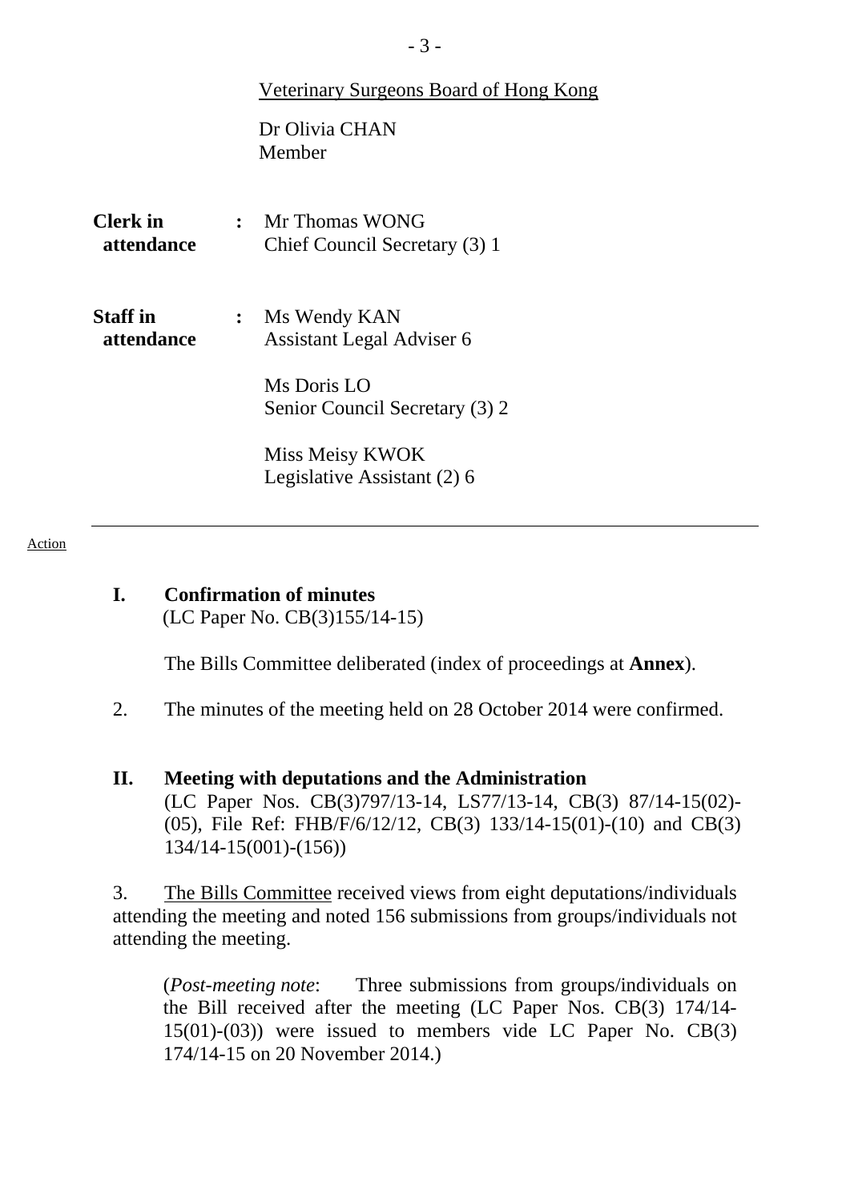Veterinary Surgeons Board of Hong Kong

Dr Olivia CHAN
Member

**Clerk in attendance** : Mr Thomas WONG
Chief Council Secretary (3) 1

**Staff in attendance** : Ms Wendy KAN
Assistant Legal Adviser 6

Ms Doris LO
Senior Council Secretary (3) 2

Miss Meisy KWOK
Legislative Assistant (2) 6

---

Action

**I. Confirmation of minutes**
(LC Paper No. CB(3)155/14-15)

The Bills Committee deliberated (index of proceedings at **Annex**).

2. The minutes of the meeting held on 28 October 2014 were confirmed.

**II. Meeting with deputations and the Administration**
(LC Paper Nos. CB(3)797/13-14, LS77/13-14, CB(3) 87/14-15(02)-(05), File Ref: FHB/F/6/12/12, CB(3) 133/14-15(01)-(10) and CB(3) 134/14-15(001)-(156))

3. The Bills Committee received views from eight deputations/individuals attending the meeting and noted 156 submissions from groups/individuals not attending the meeting.

(*Post-meeting note*: Three submissions from groups/individuals on the Bill received after the meeting (LC Paper Nos. CB(3) 174/14-15(01)-(03)) were issued to members vide LC Paper No. CB(3) 174/14-15 on 20 November 2014.)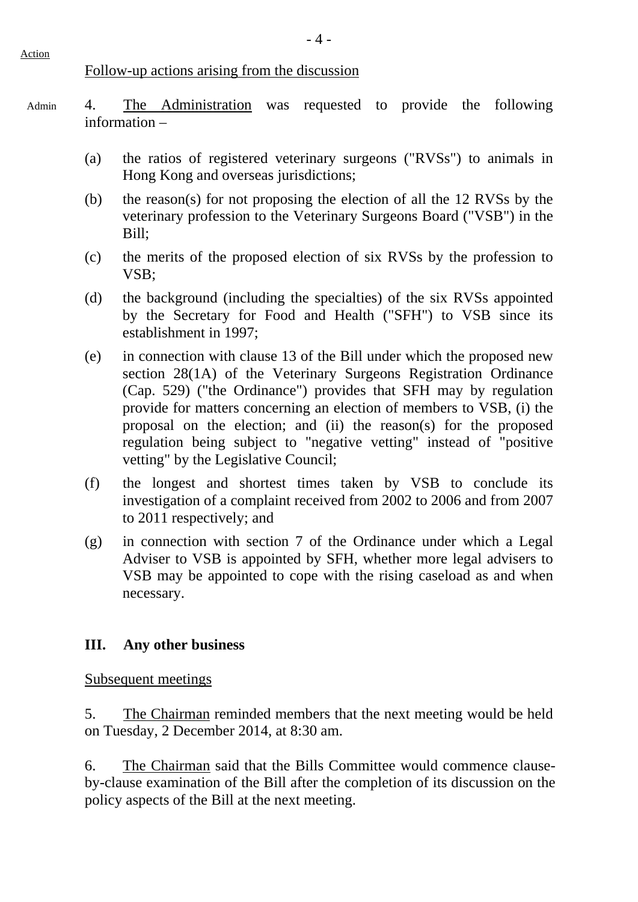Action

Follow-up actions arising from the discussion

Admin

4. The Administration was requested to provide the following information –

(a) the ratios of registered veterinary surgeons ("RVSs") to animals in Hong Kong and overseas jurisdictions;

(b) the reason(s) for not proposing the election of all the 12 RVSs by the veterinary profession to the Veterinary Surgeons Board ("VSB") in the Bill;

(c) the merits of the proposed election of six RVSs by the profession to VSB;

(d) the background (including the specialties) of the six RVSs appointed by the Secretary for Food and Health ("SFH") to VSB since its establishment in 1997;

(e) in connection with clause 13 of the Bill under which the proposed new section 28(1A) of the Veterinary Surgeons Registration Ordinance (Cap. 529) ("the Ordinance") provides that SFH may by regulation provide for matters concerning an election of members to VSB, (i) the proposal on the election; and (ii) the reason(s) for the proposed regulation being subject to "negative vetting" instead of "positive vetting" by the Legislative Council;

(f) the longest and shortest times taken by VSB to conclude its investigation of a complaint received from 2002 to 2006 and from 2007 to 2011 respectively; and

(g) in connection with section 7 of the Ordinance under which a Legal Adviser to VSB is appointed by SFH, whether more legal advisers to VSB may be appointed to cope with the rising caseload as and when necessary.

## III. Any other business

Subsequent meetings

5. The Chairman reminded members that the next meeting would be held on Tuesday, 2 December 2014, at 8:30 am.

6. The Chairman said that the Bills Committee would commence clause-by-clause examination of the Bill after the completion of its discussion on the policy aspects of the Bill at the next meeting.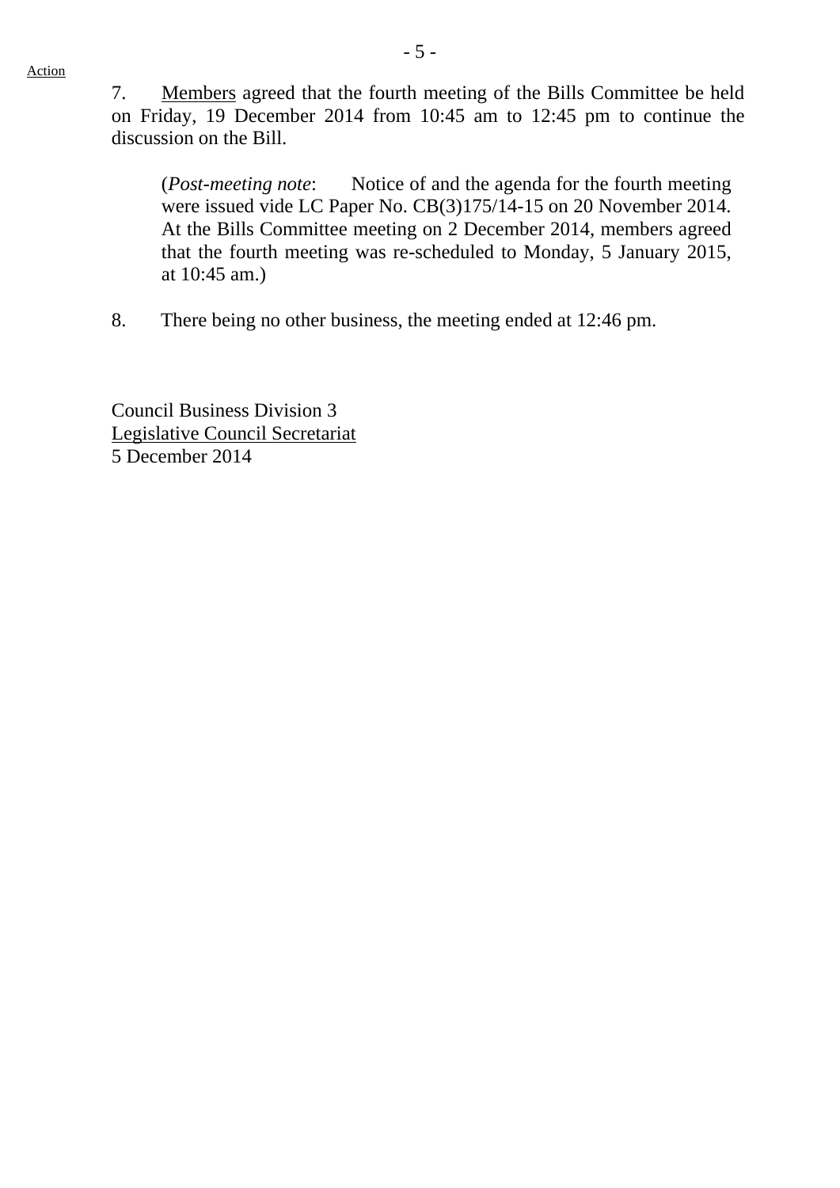Action

7. Members agreed that the fourth meeting of the Bills Committee be held on Friday, 19 December 2014 from 10:45 am to 12:45 pm to continue the discussion on the Bill.

> (*Post-meeting note*: Notice of and the agenda for the fourth meeting were issued vide LC Paper No. CB(3)175/14-15 on 20 November 2014. At the Bills Committee meeting on 2 December 2014, members agreed that the fourth meeting was re-scheduled to Monday, 5 January 2015, at 10:45 am.)

8. There being no other business, the meeting ended at 12:46 pm.

Council Business Division 3
Legislative Council Secretariat
5 December 2014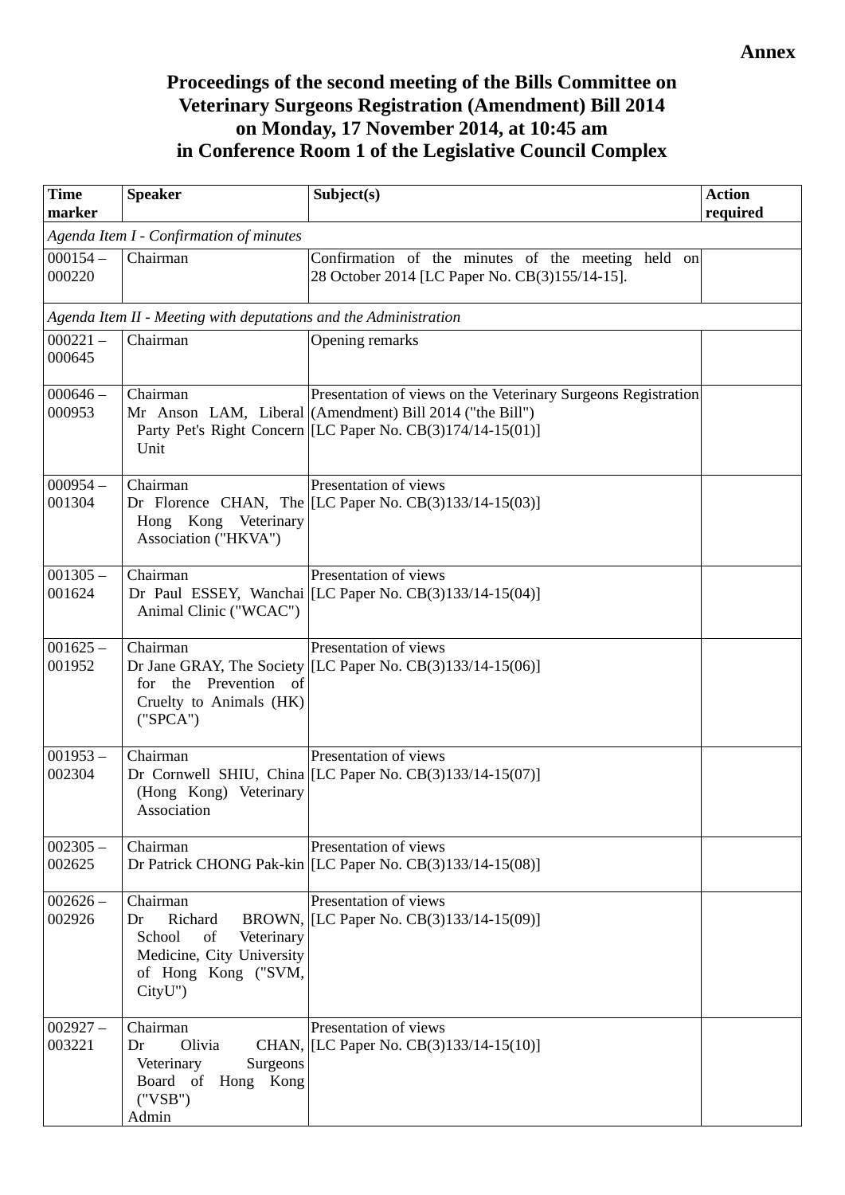**Annex**

# Proceedings of the second meeting of the Bills Committee on Veterinary Surgeons Registration (Amendment) Bill 2014 on Monday, 17 November 2014, at 10:45 am in Conference Room 1 of the Legislative Council Complex

| Time marker | Speaker | Subject(s) | Action required |
|---|---|---|---|
| *Agenda Item I - Confirmation of minutes* | | | |
| 000154 – 000220 | Chairman | Confirmation of the minutes of the meeting held on 28 October 2014 [LC Paper No. CB(3)155/14-15]. | |
| *Agenda Item II - Meeting with deputations and the Administration* | | | |
| 000221 – 000645 | Chairman | Opening remarks | |
| 000646 – 000953 | Chairman<br>Mr Anson LAM, Liberal Party Pet's Right Concern Unit | Presentation of views on the Veterinary Surgeons Registration (Amendment) Bill 2014 ("the Bill") [LC Paper No. CB(3)174/14-15(01)] | |
| 000954 – 001304 | Chairman<br>Dr Florence CHAN, The Hong Kong Veterinary Association ("HKVA") | Presentation of views [LC Paper No. CB(3)133/14-15(03)] | |
| 001305 – 001624 | Chairman<br>Dr Paul ESSEY, Wanchai Animal Clinic ("WCAC") | Presentation of views [LC Paper No. CB(3)133/14-15(04)] | |
| 001625 – 001952 | Chairman<br>Dr Jane GRAY, The Society for the Prevention of Cruelty to Animals (HK) ("SPCA") | Presentation of views [LC Paper No. CB(3)133/14-15(06)] | |
| 001953 – 002304 | Chairman<br>Dr Cornwell SHIU, China (Hong Kong) Veterinary Association | Presentation of views [LC Paper No. CB(3)133/14-15(07)] | |
| 002305 – 002625 | Chairman<br>Dr Patrick CHONG Pak-kin | Presentation of views [LC Paper No. CB(3)133/14-15(08)] | |
| 002626 – 002926 | Chairman<br>Dr Richard BROWN, School of Veterinary Medicine, City University of Hong Kong ("SVM, CityU") | Presentation of views [LC Paper No. CB(3)133/14-15(09)] | |
| 002927 – 003221 | Chairman<br>Dr Olivia CHAN, Veterinary Surgeons Board of Hong Kong ("VSB")<br>Admin | Presentation of views [LC Paper No. CB(3)133/14-15(10)] | |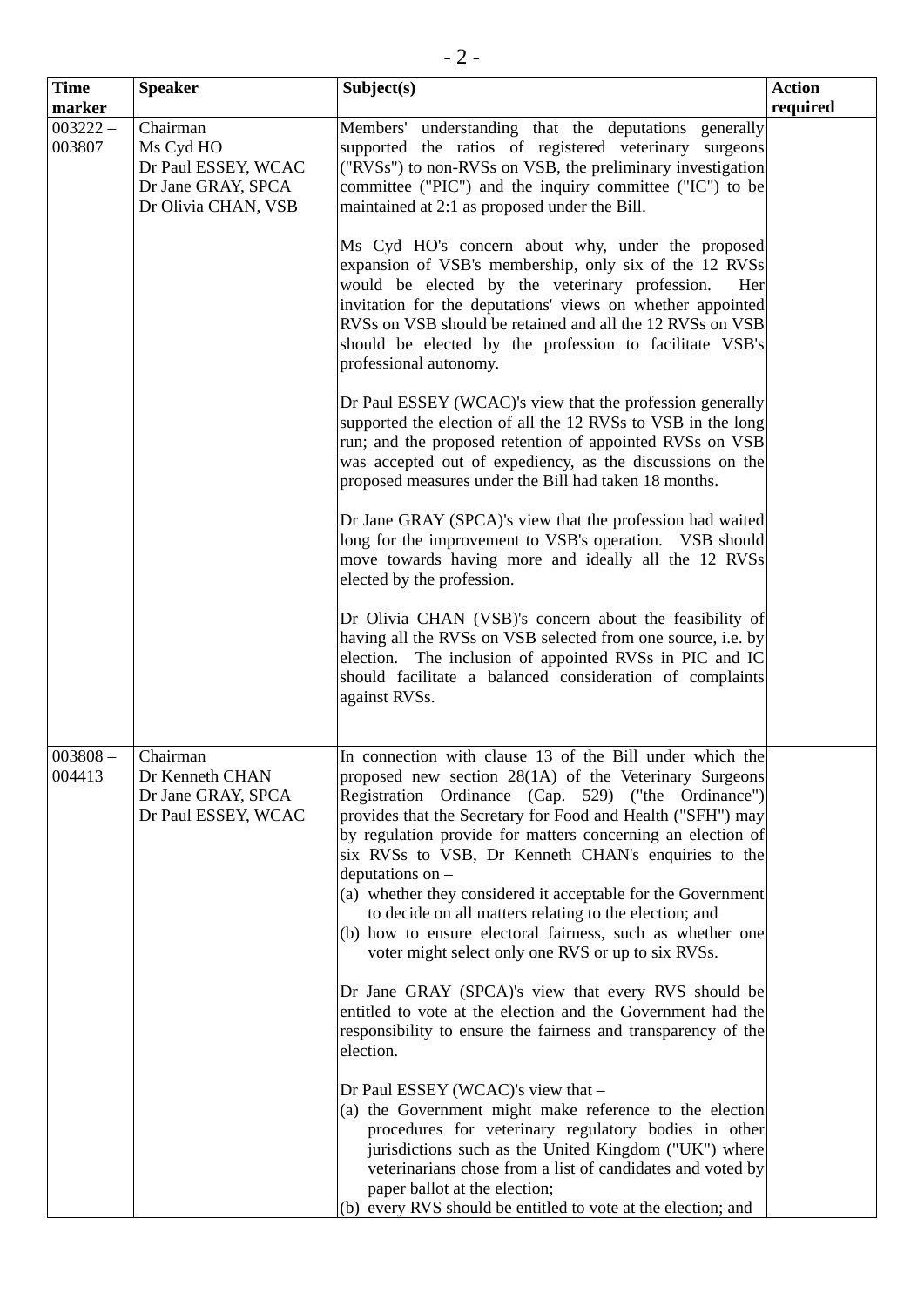| Time marker | Speaker | Subject(s) | Action required |
|---|---|---|---|
| 003222 – 003807 | Chairman<br>Ms Cyd HO<br>Dr Paul ESSEY, WCAC<br>Dr Jane GRAY, SPCA<br>Dr Olivia CHAN, VSB | Members' understanding that the deputations generally supported the ratios of registered veterinary surgeons ("RVSs") to non-RVSs on VSB, the preliminary investigation committee ("PIC") and the inquiry committee ("IC") to be maintained at 2:1 as proposed under the Bill.<br><br>Ms Cyd HO's concern about why, under the proposed expansion of VSB's membership, only six of the 12 RVSs would be elected by the veterinary profession. Her invitation for the deputations' views on whether appointed RVSs on VSB should be retained and all the 12 RVSs on VSB should be elected by the profession to facilitate VSB's professional autonomy.<br><br>Dr Paul ESSEY (WCAC)'s view that the profession generally supported the election of all the 12 RVSs to VSB in the long run; and the proposed retention of appointed RVSs on VSB was accepted out of expediency, as the discussions on the proposed measures under the Bill had taken 18 months.<br><br>Dr Jane GRAY (SPCA)'s view that the profession had waited long for the improvement to VSB's operation. VSB should move towards having more and ideally all the 12 RVSs elected by the profession.<br><br>Dr Olivia CHAN (VSB)'s concern about the feasibility of having all the RVSs on VSB selected from one source, i.e. by election. The inclusion of appointed RVSs in PIC and IC should facilitate a balanced consideration of complaints against RVSs. | |
| 003808 – 004413 | Chairman<br>Dr Kenneth CHAN<br>Dr Jane GRAY, SPCA<br>Dr Paul ESSEY, WCAC | In connection with clause 13 of the Bill under which the proposed new section 28(1A) of the Veterinary Surgeons Registration Ordinance (Cap. 529) ("the Ordinance") provides that the Secretary for Food and Health ("SFH") may by regulation provide for matters concerning an election of six RVSs to VSB, Dr Kenneth CHAN's enquiries to the deputations on –<br>(a) whether they considered it acceptable for the Government to decide on all matters relating to the election; and<br>(b) how to ensure electoral fairness, such as whether one voter might select only one RVS or up to six RVSs.<br><br>Dr Jane GRAY (SPCA)'s view that every RVS should be entitled to vote at the election and the Government had the responsibility to ensure the fairness and transparency of the election.<br><br>Dr Paul ESSEY (WCAC)'s view that –<br>(a) the Government might make reference to the election procedures for veterinary regulatory bodies in other jurisdictions such as the United Kingdom ("UK") where veterinarians chose from a list of candidates and voted by paper ballot at the election;<br>(b) every RVS should be entitled to vote at the election; and | |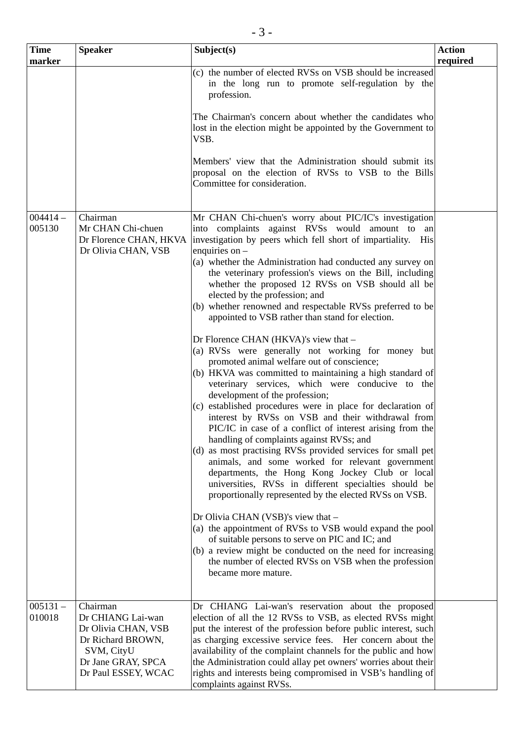| Time marker | Speaker | Subject(s) | Action required |
|---|---|---|---|
| | | (c) the number of elected RVSs on VSB should be increased in the long run to promote self-regulation by the profession.<br><br>The Chairman's concern about whether the candidates who lost in the election might be appointed by the Government to VSB.<br><br>Members' view that the Administration should submit its proposal on the election of RVSs to VSB to the Bills Committee for consideration. | |
| 004414 – 005130 | Chairman<br>Mr CHAN Chi-chuen<br>Dr Florence CHAN, HKVA<br>Dr Olivia CHAN, VSB | Mr CHAN Chi-chuen's worry about PIC/IC's investigation into complaints against RVSs would amount to an investigation by peers which fell short of impartiality. His enquiries on –<br>(a) whether the Administration had conducted any survey on the veterinary profession's views on the Bill, including whether the proposed 12 RVSs on VSB should all be elected by the profession; and<br>(b) whether renowned and respectable RVSs preferred to be appointed to VSB rather than stand for election.<br><br>Dr Florence CHAN (HKVA)'s view that –<br>(a) RVSs were generally not working for money but promoted animal welfare out of conscience;<br>(b) HKVA was committed to maintaining a high standard of veterinary services, which were conducive to the development of the profession;<br>(c) established procedures were in place for declaration of interest by RVSs on VSB and their withdrawal from PIC/IC in case of a conflict of interest arising from the handling of complaints against RVSs; and<br>(d) as most practising RVSs provided services for small pet animals, and some worked for relevant government departments, the Hong Kong Jockey Club or local universities, RVSs in different specialties should be proportionally represented by the elected RVSs on VSB.<br><br>Dr Olivia CHAN (VSB)'s view that –<br>(a) the appointment of RVSs to VSB would expand the pool of suitable persons to serve on PIC and IC; and<br>(b) a review might be conducted on the need for increasing the number of elected RVSs on VSB when the profession became more mature. | |
| 005131 – 010018 | Chairman<br>Dr CHIANG Lai-wan<br>Dr Olivia CHAN, VSB<br>Dr Richard BROWN, SVM, CityU<br>Dr Jane GRAY, SPCA<br>Dr Paul ESSEY, WCAC | Dr CHIANG Lai-wan's reservation about the proposed election of all the 12 RVSs to VSB, as elected RVSs might put the interest of the profession before public interest, such as charging excessive service fees. Her concern about the availability of the complaint channels for the public and how the Administration could allay pet owners' worries about their rights and interests being compromised in VSB's handling of complaints against RVSs. | |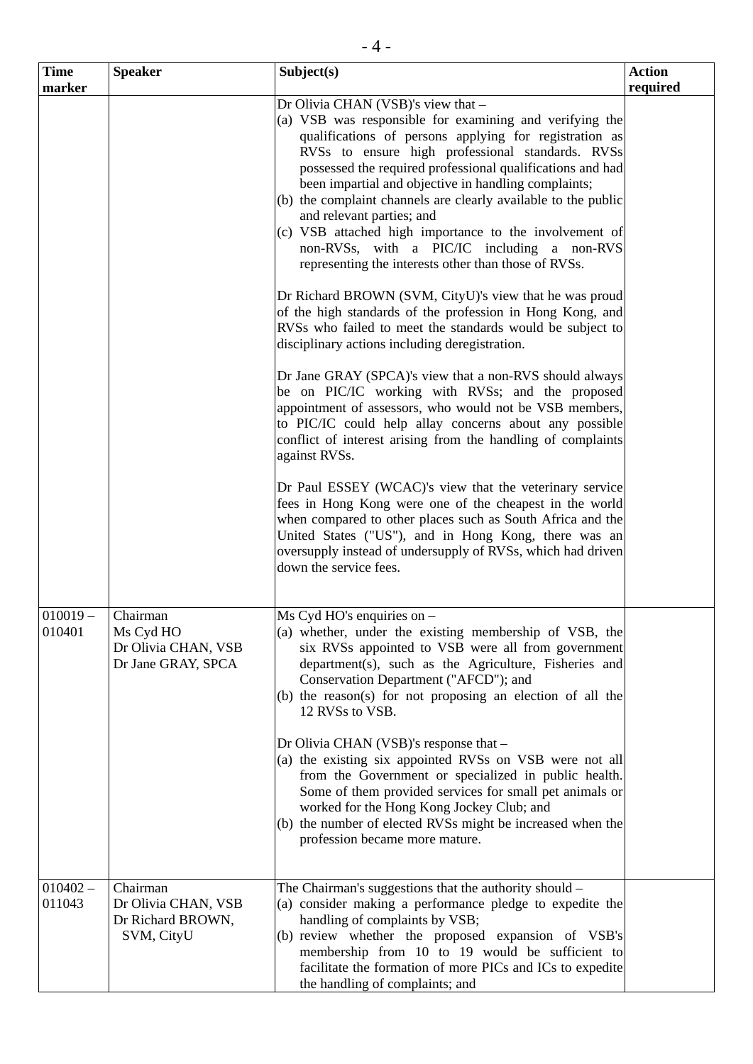| Time marker | Speaker | Subject(s) | Action required |
|---|---|---|---|
| | | Dr Olivia CHAN (VSB)'s view that –<br>(a) VSB was responsible for examining and verifying the qualifications of persons applying for registration as RVSs to ensure high professional standards. RVSs possessed the required professional qualifications and had been impartial and objective in handling complaints;<br>(b) the complaint channels are clearly available to the public and relevant parties; and<br>(c) VSB attached high importance to the involvement of non-RVSs, with a PIC/IC including a non-RVS representing the interests other than those of RVSs.<br><br>Dr Richard BROWN (SVM, CityU)'s view that he was proud of the high standards of the profession in Hong Kong, and RVSs who failed to meet the standards would be subject to disciplinary actions including deregistration.<br><br>Dr Jane GRAY (SPCA)'s view that a non-RVS should always be on PIC/IC working with RVSs; and the proposed appointment of assessors, who would not be VSB members, to PIC/IC could help allay concerns about any possible conflict of interest arising from the handling of complaints against RVSs.<br><br>Dr Paul ESSEY (WCAC)'s view that the veterinary service fees in Hong Kong were one of the cheapest in the world when compared to other places such as South Africa and the United States ("US"), and in Hong Kong, there was an oversupply instead of undersupply of RVSs, which had driven down the service fees. | |
| 010019 – 010401 | Chairman<br>Ms Cyd HO<br>Dr Olivia CHAN, VSB<br>Dr Jane GRAY, SPCA | Ms Cyd HO's enquiries on –<br>(a) whether, under the existing membership of VSB, the six RVSs appointed to VSB were all from government department(s), such as the Agriculture, Fisheries and Conservation Department ("AFCD"); and<br>(b) the reason(s) for not proposing an election of all the 12 RVSs to VSB.<br><br>Dr Olivia CHAN (VSB)'s response that –<br>(a) the existing six appointed RVSs on VSB were not all from the Government or specialized in public health. Some of them provided services for small pet animals or worked for the Hong Kong Jockey Club; and<br>(b) the number of elected RVSs might be increased when the profession became more mature. | |
| 010402 – 011043 | Chairman<br>Dr Olivia CHAN, VSB<br>Dr Richard BROWN, SVM, CityU | The Chairman's suggestions that the authority should –<br>(a) consider making a performance pledge to expedite the handling of complaints by VSB;<br>(b) review whether the proposed expansion of VSB's membership from 10 to 19 would be sufficient to facilitate the formation of more PICs and ICs to expedite the handling of complaints; and | |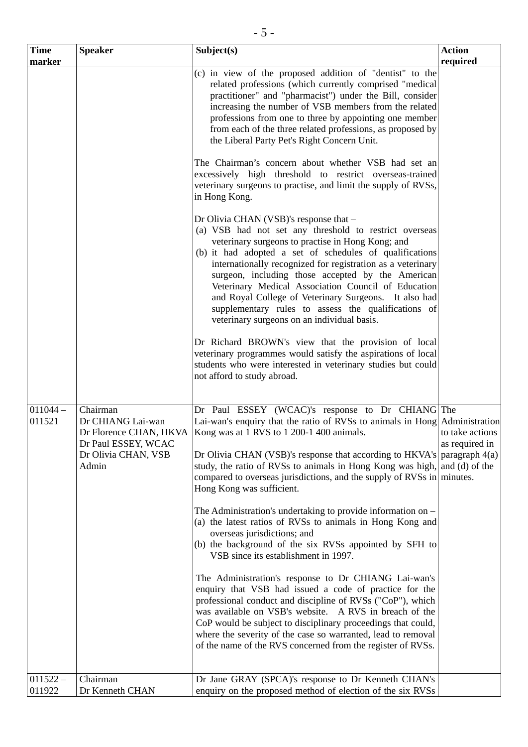| Time marker | Speaker | Subject(s) | Action required |
|---|---|---|---|
| | | (c) in view of the proposed addition of "dentist" to the related professions (which currently comprised "medical practitioner" and "pharmacist") under the Bill, consider increasing the number of VSB members from the related professions from one to three by appointing one member from each of the three related professions, as proposed by the Liberal Party Pet's Right Concern Unit.<br><br>The Chairman's concern about whether VSB had set an excessively high threshold to restrict overseas-trained veterinary surgeons to practise, and limit the supply of RVSs, in Hong Kong.<br><br>Dr Olivia CHAN (VSB)'s response that –<br>(a) VSB had not set any threshold to restrict overseas veterinary surgeons to practise in Hong Kong; and<br>(b) it had adopted a set of schedules of qualifications internationally recognized for registration as a veterinary surgeon, including those accepted by the American Veterinary Medical Association Council of Education and Royal College of Veterinary Surgeons. It also had supplementary rules to assess the qualifications of veterinary surgeons on an individual basis.<br><br>Dr Richard BROWN's view that the provision of local veterinary programmes would satisfy the aspirations of local students who were interested in veterinary studies but could not afford to study abroad. | |
| 011044 – 011521 | Chairman<br>Dr CHIANG Lai-wan<br>Dr Florence CHAN, HKVA<br>Dr Paul ESSEY, WCAC<br>Dr Olivia CHAN, VSB<br>Admin | Dr Paul ESSEY (WCAC)'s response to Dr CHIANG Lai-wan's enquiry that the ratio of RVSs to animals in Hong Kong was at 1 RVS to 1 200-1 400 animals.<br><br>Dr Olivia CHAN (VSB)'s response that according to HKVA's study, the ratio of RVSs to animals in Hong Kong was high, compared to overseas jurisdictions, and the supply of RVSs in Hong Kong was sufficient.<br><br>The Administration's undertaking to provide information on –<br>(a) the latest ratios of RVSs to animals in Hong Kong and overseas jurisdictions; and<br>(b) the background of the six RVSs appointed by SFH to VSB since its establishment in 1997.<br><br>The Administration's response to Dr CHIANG Lai-wan's enquiry that VSB had issued a code of practice for the professional conduct and discipline of RVSs ("CoP"), which was available on VSB's website. A RVS in breach of the CoP would be subject to disciplinary proceedings that could, where the severity of the case so warranted, lead to removal of the name of the RVS concerned from the register of RVSs. | The Administration to take actions as required in paragraph 4(a) and (d) of the minutes. |
| 011522 – 011922 | Chairman<br>Dr Kenneth CHAN | Dr Jane GRAY (SPCA)'s response to Dr Kenneth CHAN's enquiry on the proposed method of election of the six RVSs | |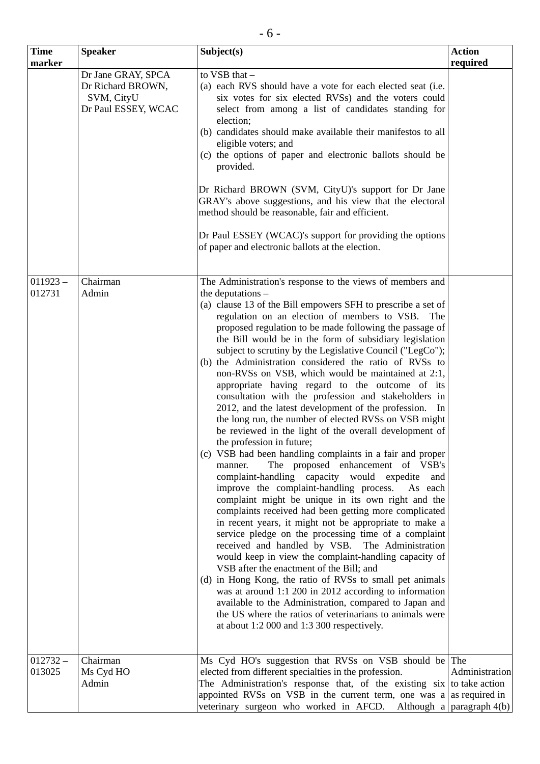| Time marker | Speaker | Subject(s) | Action required |
|---|---|---|---|
| | Dr Jane GRAY, SPCA<br>Dr Richard BROWN, SVM, CityU<br>Dr Paul ESSEY, WCAC | to VSB that –<br>(a) each RVS should have a vote for each elected seat (i.e. six votes for six elected RVSs) and the voters could select from among a list of candidates standing for election;<br>(b) candidates should make available their manifestos to all eligible voters; and<br>(c) the options of paper and electronic ballots should be provided.<br><br>Dr Richard BROWN (SVM, CityU)'s support for Dr Jane GRAY's above suggestions, and his view that the electoral method should be reasonable, fair and efficient.<br><br>Dr Paul ESSEY (WCAC)'s support for providing the options of paper and electronic ballots at the election. | |
| 011923 – 012731 | Chairman<br>Admin | The Administration's response to the views of members and the deputations –<br>(a) clause 13 of the Bill empowers SFH to prescribe a set of regulation on an election of members to VSB. The proposed regulation to be made following the passage of the Bill would be in the form of subsidiary legislation subject to scrutiny by the Legislative Council ("LegCo");<br>(b) the Administration considered the ratio of RVSs to non-RVSs on VSB, which would be maintained at 2:1, appropriate having regard to the outcome of its consultation with the profession and stakeholders in 2012, and the latest development of the profession. In the long run, the number of elected RVSs on VSB might be reviewed in the light of the overall development of the profession in future;<br>(c) VSB had been handling complaints in a fair and proper manner. The proposed enhancement of VSB's complaint-handling capacity would expedite and improve the complaint-handling process. As each complaint might be unique in its own right and the complaints received had been getting more complicated in recent years, it might not be appropriate to make a service pledge on the processing time of a complaint received and handled by VSB. The Administration would keep in view the complaint-handling capacity of VSB after the enactment of the Bill; and<br>(d) in Hong Kong, the ratio of RVSs to small pet animals was at around 1:1 200 in 2012 according to information available to the Administration, compared to Japan and the US where the ratios of veterinarians to animals were at about 1:2 000 and 1:3 300 respectively. | |
| 012732 – 013025 | Chairman<br>Ms Cyd HO<br>Admin | Ms Cyd HO's suggestion that RVSs on VSB should be elected from different specialties in the profession.<br>The Administration's response that, of the existing six appointed RVSs on VSB in the current term, one was a veterinary surgeon who worked in AFCD. Although a | The Administration to take action as required in paragraph 4(b) |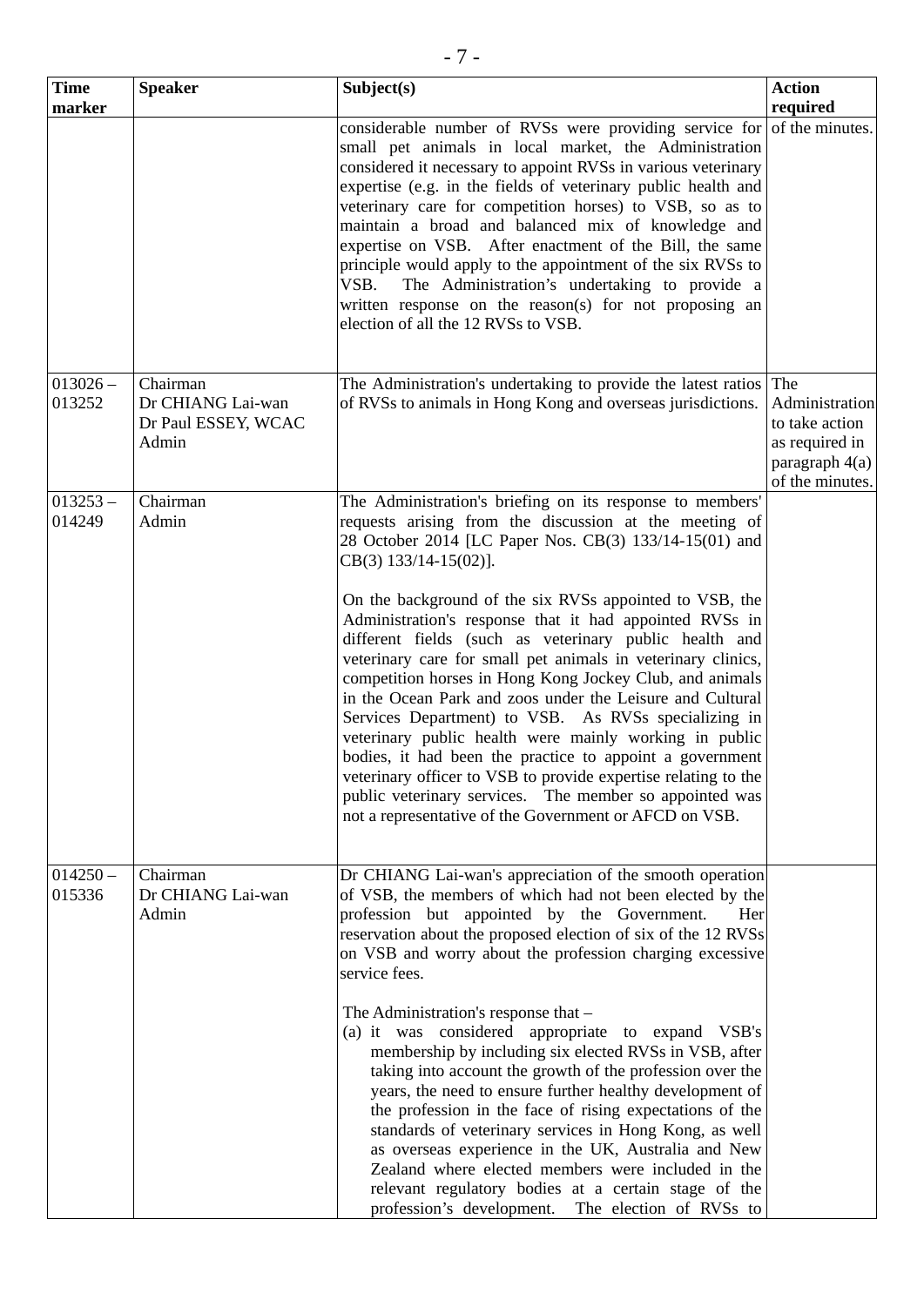| Time marker | Speaker | Subject(s) | Action required |
|---|---|---|---|
| | | considerable number of RVSs were providing service for small pet animals in local market, the Administration considered it necessary to appoint RVSs in various veterinary expertise (e.g. in the fields of veterinary public health and veterinary care for competition horses) to VSB, so as to maintain a broad and balanced mix of knowledge and expertise on VSB. After enactment of the Bill, the same principle would apply to the appointment of the six RVSs to VSB. The Administration's undertaking to provide a written response on the reason(s) for not proposing an election of all the 12 RVSs to VSB. | of the minutes. |
| 013026 – 013252 | Chairman<br>Dr CHIANG Lai-wan<br>Dr Paul ESSEY, WCAC<br>Admin | The Administration's undertaking to provide the latest ratios of RVSs to animals in Hong Kong and overseas jurisdictions. | The Administration to take action as required in paragraph 4(a) of the minutes. |
| 013253 – 014249 | Chairman<br>Admin | The Administration's briefing on its response to members' requests arising from the discussion at the meeting of 28 October 2014 [LC Paper Nos. CB(3) 133/14-15(01) and CB(3) 133/14-15(02)].<br><br>On the background of the six RVSs appointed to VSB, the Administration's response that it had appointed RVSs in different fields (such as veterinary public health and veterinary care for small pet animals in veterinary clinics, competition horses in Hong Kong Jockey Club, and animals in the Ocean Park and zoos under the Leisure and Cultural Services Department) to VSB. As RVSs specializing in veterinary public health were mainly working in public bodies, it had been the practice to appoint a government veterinary officer to VSB to provide expertise relating to the public veterinary services. The member so appointed was not a representative of the Government or AFCD on VSB. | |
| 014250 – 015336 | Chairman<br>Dr CHIANG Lai-wan<br>Admin | Dr CHIANG Lai-wan's appreciation of the smooth operation of VSB, the members of which had not been elected by the profession but appointed by the Government. Her reservation about the proposed election of six of the 12 RVSs on VSB and worry about the profession charging excessive service fees.<br><br>The Administration's response that –<br>(a) it was considered appropriate to expand VSB's membership by including six elected RVSs in VSB, after taking into account the growth of the profession over the years, the need to ensure further healthy development of the profession in the face of rising expectations of the standards of veterinary services in Hong Kong, as well as overseas experience in the UK, Australia and New Zealand where elected members were included in the relevant regulatory bodies at a certain stage of the profession's development. The election of RVSs to | |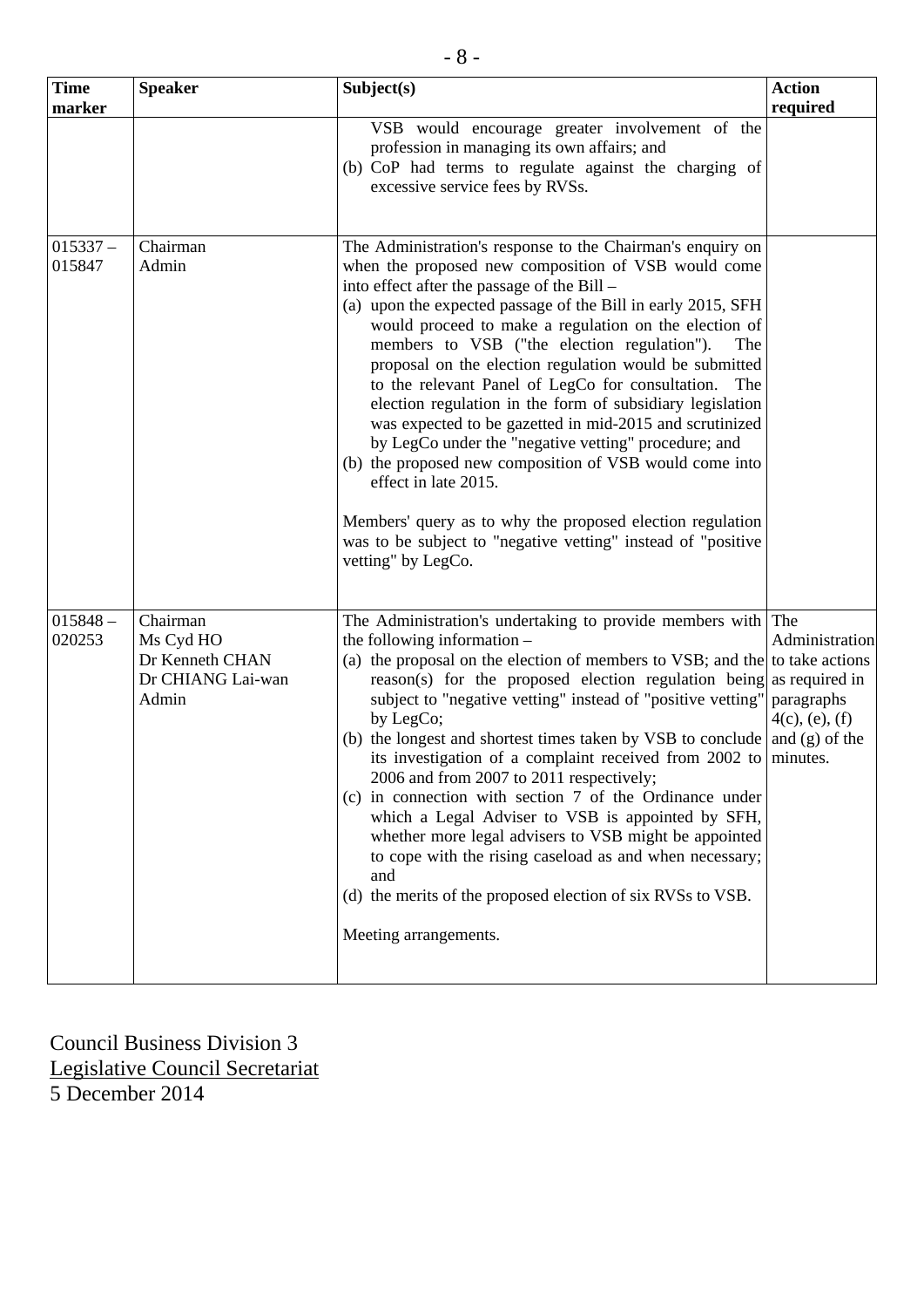| Time marker | Speaker | Subject(s) | Action required |
|---|---|---|---|
| | | VSB would encourage greater involvement of the profession in managing its own affairs; and<br>(b) CoP had terms to regulate against the charging of excessive service fees by RVSs. | |
| 015337 – 015847 | Chairman<br>Admin | The Administration's response to the Chairman's enquiry on when the proposed new composition of VSB would come into effect after the passage of the Bill –<br>(a) upon the expected passage of the Bill in early 2015, SFH would proceed to make a regulation on the election of members to VSB ("the election regulation"). The proposal on the election regulation would be submitted to the relevant Panel of LegCo for consultation. The election regulation in the form of subsidiary legislation was expected to be gazetted in mid-2015 and scrutinized by LegCo under the "negative vetting" procedure; and<br>(b) the proposed new composition of VSB would come into effect in late 2015.<br><br>Members' query as to why the proposed election regulation was to be subject to "negative vetting" instead of "positive vetting" by LegCo. | |
| 015848 – 020253 | Chairman<br>Ms Cyd HO<br>Dr Kenneth CHAN<br>Dr CHIANG Lai-wan<br>Admin | The Administration's undertaking to provide members with the following information –<br>(a) the proposal on the election of members to VSB; and the reason(s) for the proposed election regulation being subject to "negative vetting" instead of "positive vetting" by LegCo;<br>(b) the longest and shortest times taken by VSB to conclude its investigation of a complaint received from 2002 to 2006 and from 2007 to 2011 respectively;<br>(c) in connection with section 7 of the Ordinance under which a Legal Adviser to VSB is appointed by SFH, whether more legal advisers to VSB might be appointed to cope with the rising caseload as and when necessary; and<br>(d) the merits of the proposed election of six RVSs to VSB.<br><br>Meeting arrangements. | The Administration to take actions as required in paragraphs 4(c), (e), (f) and (g) of the minutes. |

Council Business Division 3
Legislative Council Secretariat
5 December 2014